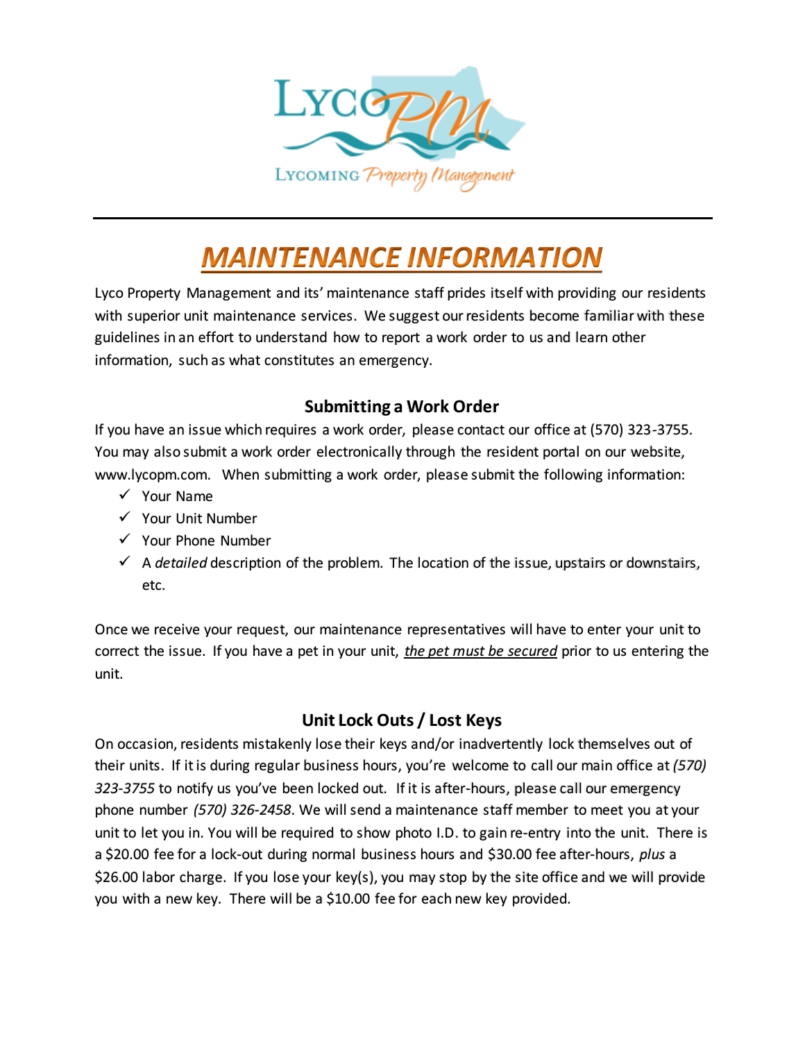# MAINTENANCE INFORMATION

Lyco Property Management and its' maintenance staff prides itself with providing our residents with superior unit maintenance services. We suggest our residents become familiar with these guidelines in an effort to understand how to report a work order to us and learn other information, such as what constitutes an emergency.

## Submitting a Work Order

If you have an issue which requires a work order, please contact our office at (570) 323-3755. You may also submit a work order electronically through the resident portal on our website, www.lycopm.com. When submitting a work order, please submit the following information:

- ✓ Your Name
- ✓ Your Unit Number
- ✓ Your Phone Number
- ✓ A *detailed* description of the problem. The location of the issue, upstairs or downstairs, etc.

Once we receive your request, our maintenance representatives will have to enter your unit to correct the issue. If you have a pet in your unit, *the pet must be secured* prior to us entering the unit.

## Unit Lock Outs / Lost Keys

On occasion, residents mistakenly lose their keys and/or inadvertently lock themselves out of their units. If it is during regular business hours, you're welcome to call our main office at *(570) 323-3755* to notify us you've been locked out. If it is after-hours, please call our emergency phone number *(570) 326-2458*. We will send a maintenance staff member to meet you at your unit to let you in. You will be required to show photo I.D. to gain re-entry into the unit. There is a $20.00 fee for a lock-out during normal business hours and $30.00 fee after-hours, *plus* a $26.00 labor charge. If you lose your key(s), you may stop by the site office and we will provide you with a new key. There will be a $10.00 fee for each new key provided.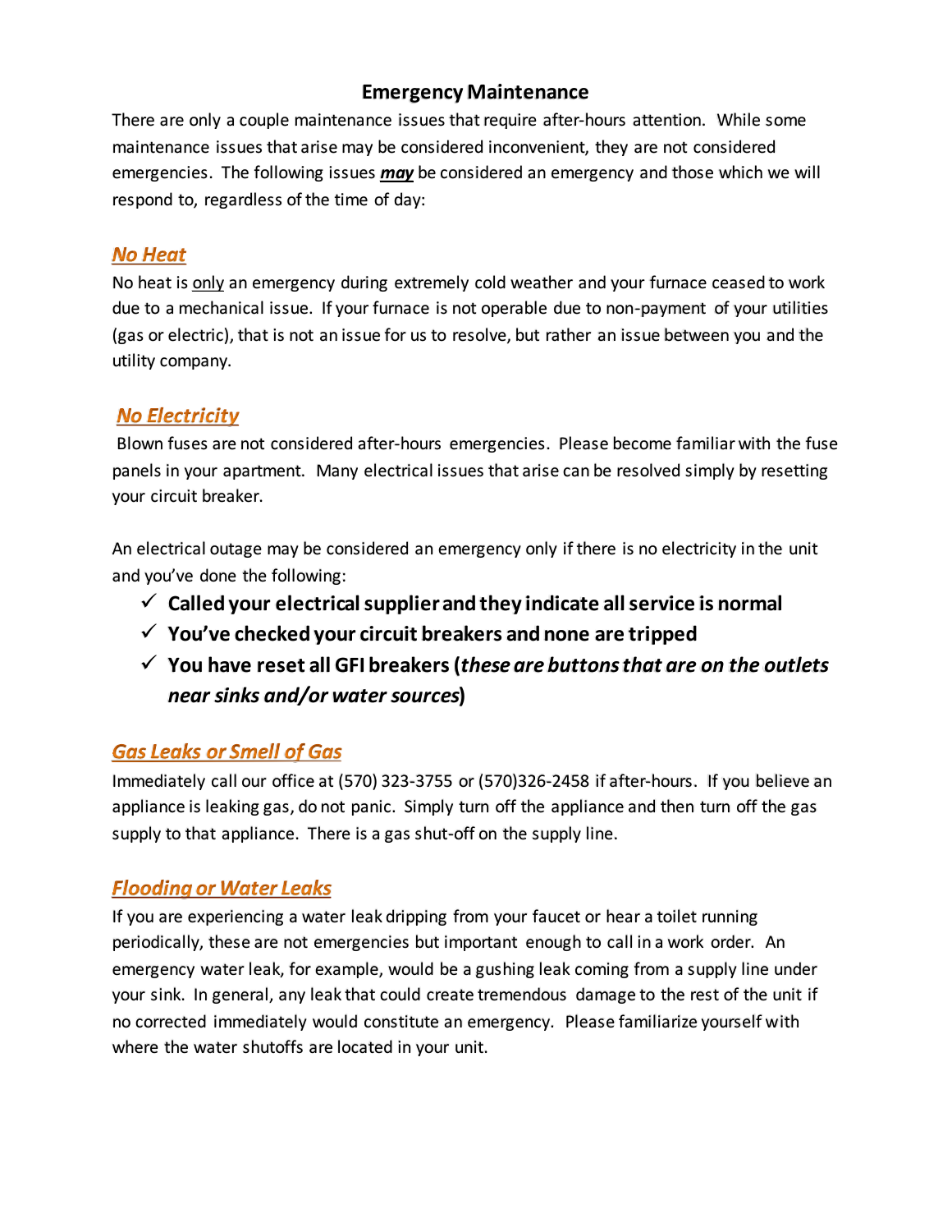# Emergency Maintenance

There are only a couple maintenance issues that require after-hours attention. While some maintenance issues that arise may be considered inconvenient, they are not considered emergencies. The following issues ***may*** be considered an emergency and those which we will respond to, regardless of the time of day:

## *No Heat*

No heat is only an emergency during extremely cold weather and your furnace ceased to work due to a mechanical issue. If your furnace is not operable due to non-payment of your utilities (gas or electric), that is not an issue for us to resolve, but rather an issue between you and the utility company.

## *No Electricity*

Blown fuses are not considered after-hours emergencies. Please become familiar with the fuse panels in your apartment. Many electrical issues that arise can be resolved simply by resetting your circuit breaker.

An electrical outage may be considered an emergency only if there is no electricity in the unit and you've done the following:

- ✓ **Called your electrical supplier and they indicate all service is normal**
- ✓ **You've checked your circuit breakers and none are tripped**
- ✓ **You have reset all GFI breakers (*these are buttons that are on the outlets near sinks and/or water sources*)**

## *Gas Leaks or Smell of Gas*

Immediately call our office at (570) 323-3755 or (570)326-2458 if after-hours. If you believe an appliance is leaking gas, do not panic. Simply turn off the appliance and then turn off the gas supply to that appliance. There is a gas shut-off on the supply line.

## *Flooding or Water Leaks*

If you are experiencing a water leak dripping from your faucet or hear a toilet running periodically, these are not emergencies but important enough to call in a work order. An emergency water leak, for example, would be a gushing leak coming from a supply line under your sink. In general, any leak that could create tremendous damage to the rest of the unit if no corrected immediately would constitute an emergency. Please familiarize yourself with where the water shutoffs are located in your unit.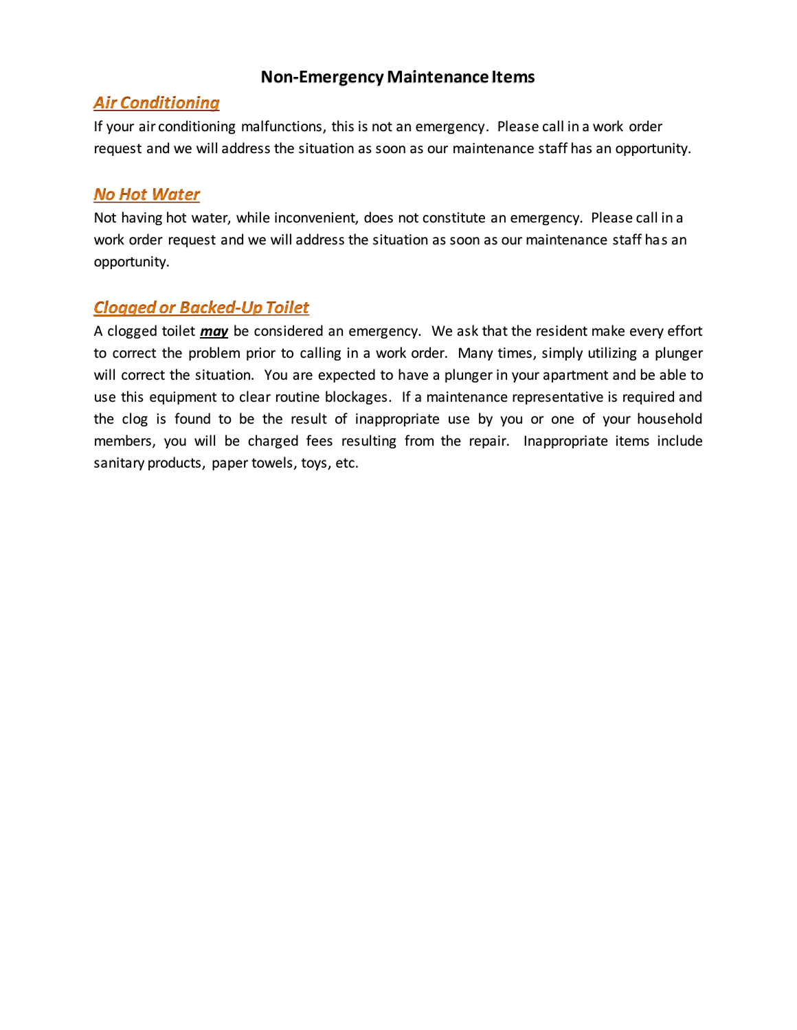# Non-Emergency Maintenance Items

## ***Air Conditioning***

If your air conditioning malfunctions, this is not an emergency. Please call in a work order request and we will address the situation as soon as our maintenance staff has an opportunity.

## ***No Hot Water***

Not having hot water, while inconvenient, does not constitute an emergency. Please call in a work order request and we will address the situation as soon as our maintenance staff has an opportunity.

## ***Clogged or Backed-Up Toilet***

A clogged toilet ***may*** be considered an emergency. We ask that the resident make every effort to correct the problem prior to calling in a work order. Many times, simply utilizing a plunger will correct the situation. You are expected to have a plunger in your apartment and be able to use this equipment to clear routine blockages. If a maintenance representative is required and the clog is found to be the result of inappropriate use by you or one of your household members, you will be charged fees resulting from the repair. Inappropriate items include sanitary products, paper towels, toys, etc.